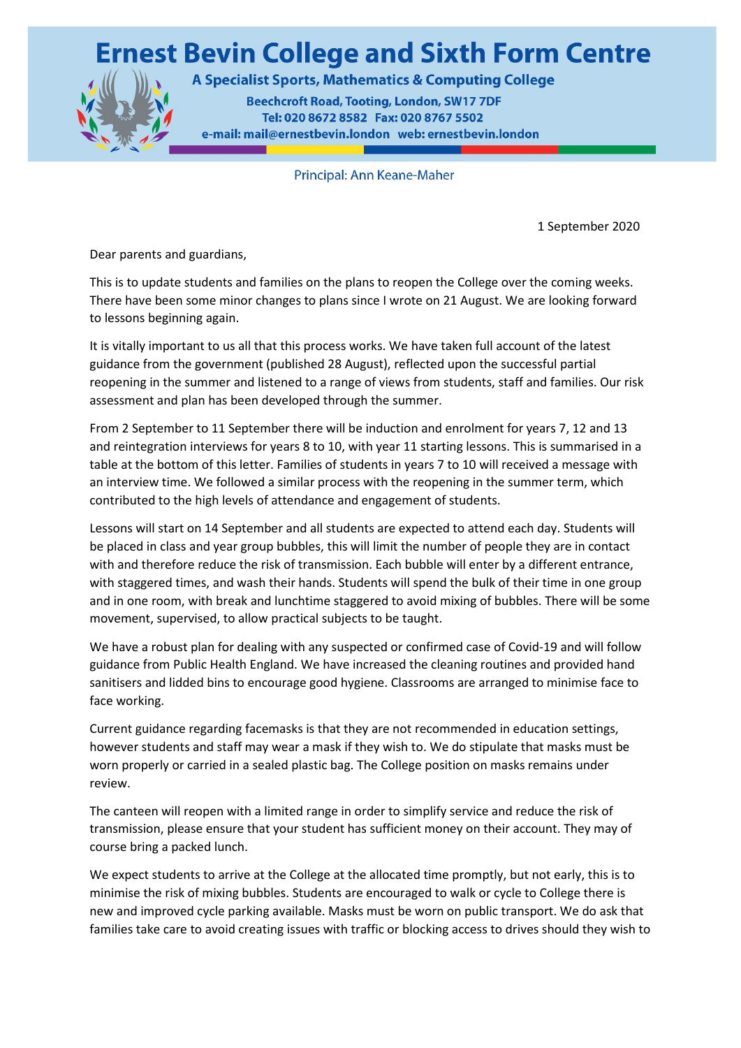# Ernest Bevin College and Sixth Form Centre

**A Specialist Sports, Mathematics & Computing College**

**Beechcroft Road, Tooting, London, SW17 7DF**
**Tel: 020 8672 8582 Fax: 020 8767 5502**
**e-mail: mail@ernestbevin.london web: ernestbevin.london**

Principal: Ann Keane-Maher

1 September 2020

Dear parents and guardians,

This is to update students and families on the plans to reopen the College over the coming weeks. There have been some minor changes to plans since I wrote on 21 August. We are looking forward to lessons beginning again.

It is vitally important to us all that this process works. We have taken full account of the latest guidance from the government (published 28 August), reflected upon the successful partial reopening in the summer and listened to a range of views from students, staff and families. Our risk assessment and plan has been developed through the summer.

From 2 September to 11 September there will be induction and enrolment for years 7, 12 and 13 and reintegration interviews for years 8 to 10, with year 11 starting lessons. This is summarised in a table at the bottom of this letter. Families of students in years 7 to 10 will received a message with an interview time. We followed a similar process with the reopening in the summer term, which contributed to the high levels of attendance and engagement of students.

Lessons will start on 14 September and all students are expected to attend each day. Students will be placed in class and year group bubbles, this will limit the number of people they are in contact with and therefore reduce the risk of transmission. Each bubble will enter by a different entrance, with staggered times, and wash their hands. Students will spend the bulk of their time in one group and in one room, with break and lunchtime staggered to avoid mixing of bubbles. There will be some movement, supervised, to allow practical subjects to be taught.

We have a robust plan for dealing with any suspected or confirmed case of Covid-19 and will follow guidance from Public Health England. We have increased the cleaning routines and provided hand sanitisers and lidded bins to encourage good hygiene. Classrooms are arranged to minimise face to face working.

Current guidance regarding facemasks is that they are not recommended in education settings, however students and staff may wear a mask if they wish to. We do stipulate that masks must be worn properly or carried in a sealed plastic bag. The College position on masks remains under review.

The canteen will reopen with a limited range in order to simplify service and reduce the risk of transmission, please ensure that your student has sufficient money on their account. They may of course bring a packed lunch.

We expect students to arrive at the College at the allocated time promptly, but not early, this is to minimise the risk of mixing bubbles. Students are encouraged to walk or cycle to College there is new and improved cycle parking available. Masks must be worn on public transport. We do ask that families take care to avoid creating issues with traffic or blocking access to drives should they wish to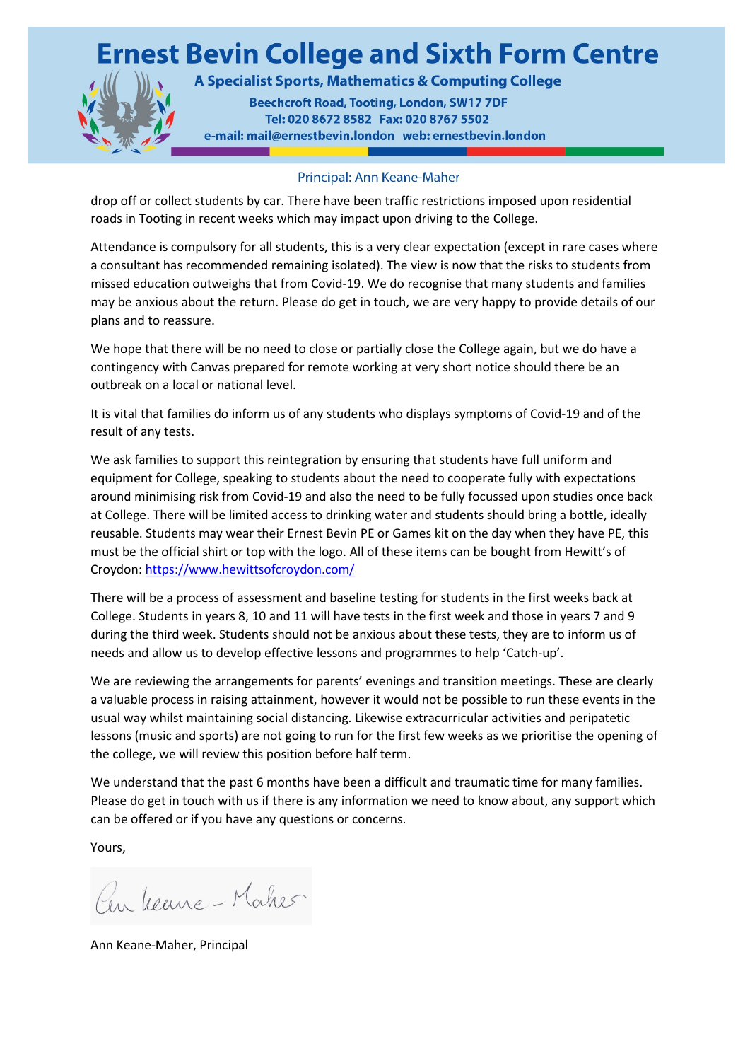drop off or collect students by car. There have been traffic restrictions imposed upon residential roads in Tooting in recent weeks which may impact upon driving to the College.

Attendance is compulsory for all students, this is a very clear expectation (except in rare cases where a consultant has recommended remaining isolated). The view is now that the risks to students from missed education outweighs that from Covid-19. We do recognise that many students and families may be anxious about the return. Please do get in touch, we are very happy to provide details of our plans and to reassure.

We hope that there will be no need to close or partially close the College again, but we do have a contingency with Canvas prepared for remote working at very short notice should there be an outbreak on a local or national level.

It is vital that families do inform us of any students who displays symptoms of Covid-19 and of the result of any tests.

We ask families to support this reintegration by ensuring that students have full uniform and equipment for College, speaking to students about the need to cooperate fully with expectations around minimising risk from Covid-19 and also the need to be fully focussed upon studies once back at College. There will be limited access to drinking water and students should bring a bottle, ideally reusable. Students may wear their Ernest Bevin PE or Games kit on the day when they have PE, this must be the official shirt or top with the logo. All of these items can be bought from Hewitt's of Croydon: [https://www.hewittsofcroydon.com/](https://www.hewittsofcroydon.com/)

There will be a process of assessment and baseline testing for students in the first weeks back at College. Students in years 8, 10 and 11 will have tests in the first week and those in years 7 and 9 during the third week. Students should not be anxious about these tests, they are to inform us of needs and allow us to develop effective lessons and programmes to help 'Catch-up'.

We are reviewing the arrangements for parents' evenings and transition meetings. These are clearly a valuable process in raising attainment, however it would not be possible to run these events in the usual way whilst maintaining social distancing. Likewise extracurricular activities and peripatetic lessons (music and sports) are not going to run for the first few weeks as we prioritise the opening of the college, we will review this position before half term.

We understand that the past 6 months have been a difficult and traumatic time for many families. Please do get in touch with us if there is any information we need to know about, any support which can be offered or if you have any questions or concerns.

Yours,

Ann Keane-Maher

Ann Keane-Maher, Principal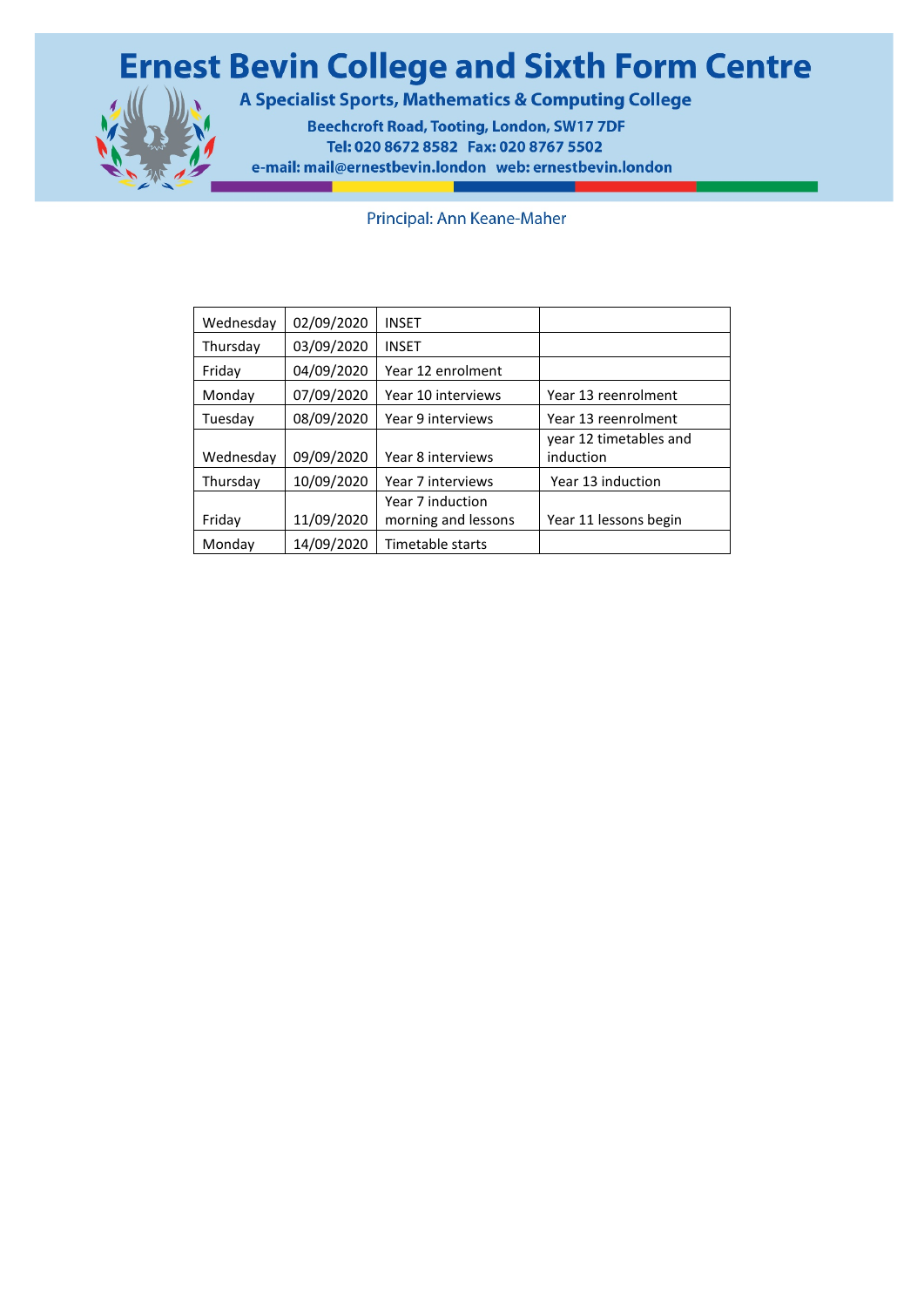# Ernest Bevin College and Sixth Form Centre

**A Specialist Sports, Mathematics & Computing College**

**Beechcroft Road, Tooting, London, SW17 7DF**
**Tel: 020 8672 8582 Fax: 020 8767 5502**
**e-mail: mail@ernestbevin.london web: ernestbevin.london**

Principal: Ann Keane-Maher

| | | | |
|---|---|---|---|
| Wednesday | 02/09/2020 | INSET | |
| Thursday | 03/09/2020 | INSET | |
| Friday | 04/09/2020 | Year 12 enrolment | |
| Monday | 07/09/2020 | Year 10 interviews | Year 13 reenrolment |
| Tuesday | 08/09/2020 | Year 9 interviews | Year 13 reenrolment |
| Wednesday | 09/09/2020 | Year 8 interviews | year 12 timetables and induction |
| Thursday | 10/09/2020 | Year 7 interviews | Year 13 induction |
| Friday | 11/09/2020 | Year 7 induction morning and lessons | Year 11 lessons begin |
| Monday | 14/09/2020 | Timetable starts | |